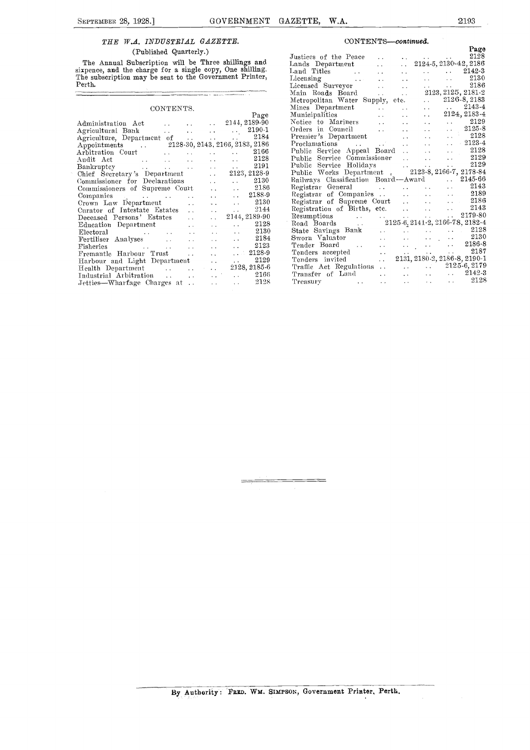## *THE W.A. INDUSTRIAL GAZETTE.*

(Published Quarterly.)

The Annual Subscription will be Three shillings and sixpence, and the charge for a single copy, One shilling. The subscription may be sent to the Government Printer, Perth.

## CONTENTS.

| | Page |
|---|---|
| Administration Act | 2144, 2189-90 |
| Agricultural Bank | 2190-1 |
| Agriculture, Department of | 2184 |
| Appointments | 2128-30, 2143, 2166, 2183, 2186 |
| Arbitration Court | 2166 |
| Audit Act | 2128 |
| Bankruptcy | 2191 |
| Chief Secretary's Department | 2123, 2128-9 |
| Commissioner for Declarations | 2130 |
| Commissioners of Supreme Court | 2186 |
| Companies | 2188-9 |
| Crown Law Department | 2130 |
| Curator of Intestate Estates | 2144 |
| Deceased Persons' Estates | 2144, 2189-90 |
| Education Department | 2128 |
| Electoral | 2130 |
| Fertiliser Analyses | 2184 |
| Fisheries | 2123 |
| Fremantle Harbour Trust | 2128-9 |
| Harbour and Light Department | 2129 |
| Health Department | 2128, 2185-6 |
| Industrial Arbitration | 2166 |
| Jetties—Wharfage Charges at | 2128 |
| Justices of the Peace | 2128 |
| Lands Department | 2124-5, 2130-42, 2186 |
| Land Titles | 2142-3 |
| Licensing | 2130 |
| Licensed Surveyor | 2186 |
| Main Roads Board | 2123, 2125, 2181-2 |
| Metropolitan Water Supply, etc. | 2126-8, 2183 |
| Mines Department | 2143-4 |
| Municipalities | 2124, 2183-4 |
| Notice to Mariners | 2129 |
| Orders in Council | 2125-8 |
| Premier's Department | 2128 |
| Proclamations | 2123-4 |
| Public Service Appeal Board | 2128 |
| Public Service Commissioner | 2129 |
| Public Service Holidays | 2129 |
| Public Works Department | 2123-8, 2166-7, 2178-84 |
| Railways Classification Board—Award | 2145-66 |
| Registrar General | 2143 |
| Registrar of Companies | 2189 |
| Registrar of Supreme Court | 2186 |
| Registration of Births, etc. | 2143 |
| Resumptions | 2179-80 |
| Road Boards | 2125-6, 2141-2, 2166-78, 2182-4 |
| State Savings Bank | 2128 |
| Sworn Valuator | 2130 |
| Tender Board | 2186-8 |
| Tenders accepted | 2187 |
| Tenders invited | 2131, 2180-2, 2186-8, 2190-1 |
| Traffic Act Regulations | 2125-6, 2179 |
| Transfer of Land | 2142-3 |
| Treasury | 2128 |

By Authority: FRED. WM. SIMPSON, Government Printer, Perth.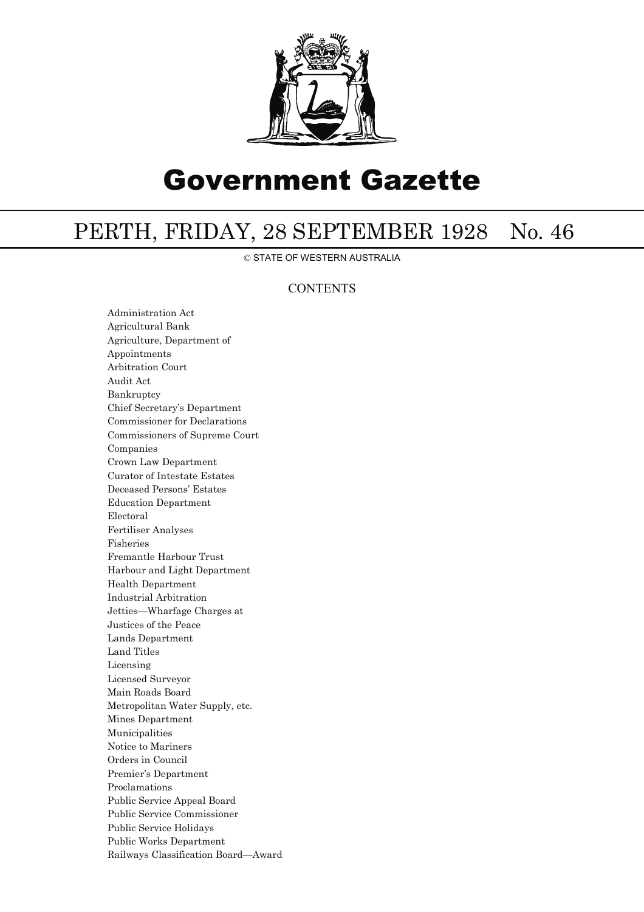# Government Gazette

## PERTH, FRIDAY, 28 SEPTEMBER 1928 No. 46

© STATE OF WESTERN AUSTRALIA

### CONTENTS

Administration Act
Agricultural Bank
Agriculture, Department of
Appointments
Arbitration Court
Audit Act
Bankruptcy
Chief Secretary's Department
Commissioner for Declarations
Commissioners of Supreme Court
Companies
Crown Law Department
Curator of Intestate Estates
Deceased Persons' Estates
Education Department
Electoral
Fertiliser Analyses
Fisheries
Fremantle Harbour Trust
Harbour and Light Department
Health Department
Industrial Arbitration
Jetties—Wharfage Charges at
Justices of the Peace
Lands Department
Land Titles
Licensing
Licensed Surveyor
Main Roads Board
Metropolitan Water Supply, etc.
Mines Department
Municipalities
Notice to Mariners
Orders in Council
Premier's Department
Proclamations
Public Service Appeal Board
Public Service Commissioner
Public Service Holidays
Public Works Department
Railways Classification Board—Award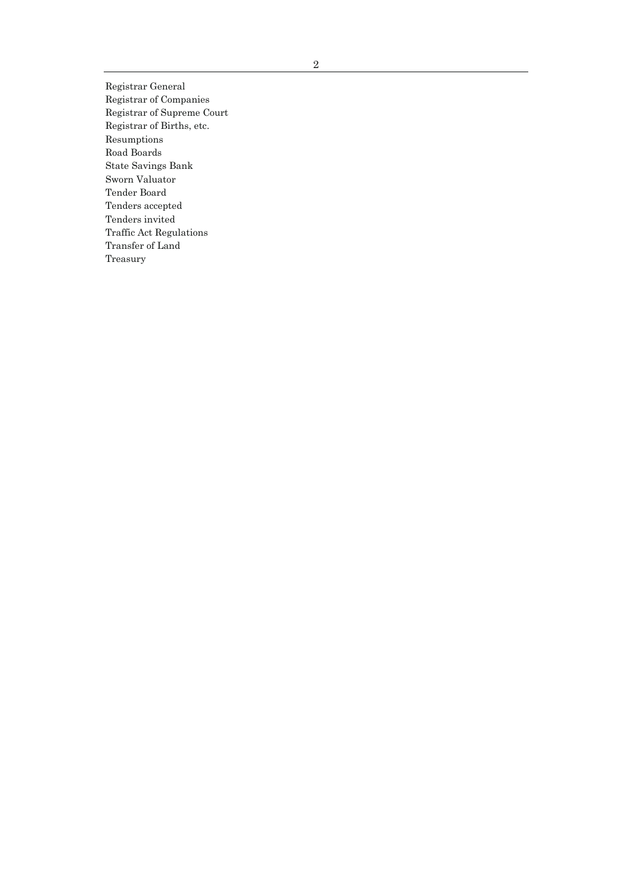Registrar General
Registrar of Companies
Registrar of Supreme Court
Registrar of Births, etc.
Resumptions
Road Boards
State Savings Bank
Sworn Valuator
Tender Board
Tenders accepted
Tenders invited
Traffic Act Regulations
Transfer of Land
Treasury